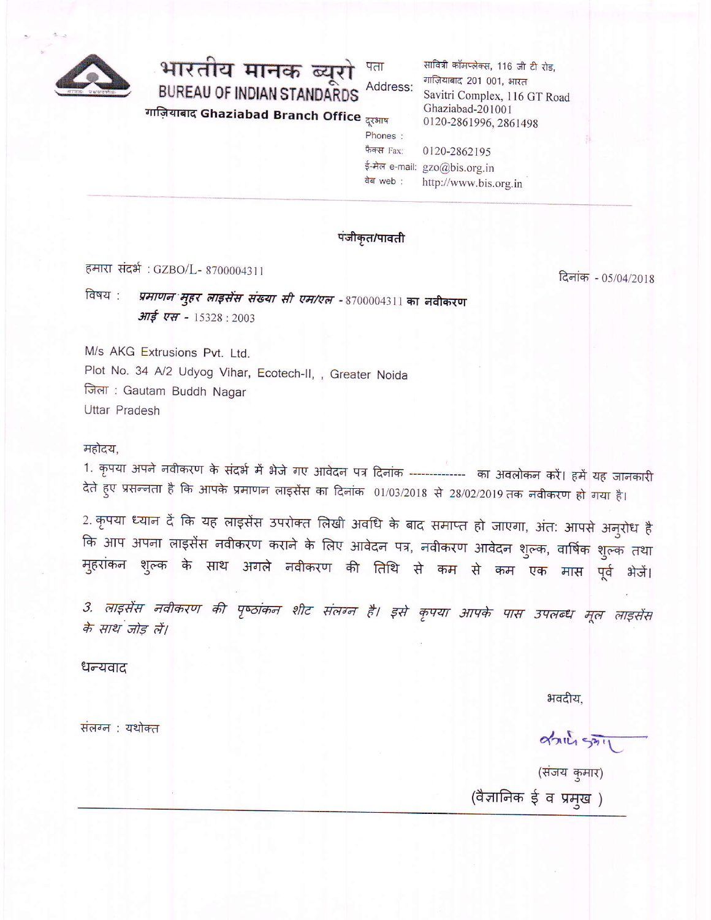भारतीय मानक ब्यूरो
BUREAU OF INDIAN STANDARDS
गाज़ियाबाद **Ghaziabad Branch Office**

पता Address: सावित्री कॉम्प्लेक्स, 116 जी टी रोड, गाज़ियाबाद 201 001, भारत
Savitri Complex, 116 GT Road Ghaziabad-201001

दूरभाष Phones : 0120-2861996, 2861498
फैक्स Fax: 0120-2862195
ई-मेल e-mail: gzo@bis.org.in
वेब web : http://www.bis.org.in

---

पंजीकृत/पावती

हमारा संदर्भ : GZBO/L- 8700004311

दिनांक - 05/04/2018

विषय : *प्रमाणन मुहर लाइसेंस संख्या सी एम/एल* - 8700004311 **का नवीकरण**
*आई एस* - 15328 : 2003

M/s AKG Extrusions Pvt. Ltd.
Plot No. 34 A/2 Udyog Vihar, Ecotech-II, , Greater Noida
जिला : Gautam Buddh Nagar
Uttar Pradesh

महोदय,

1. कृपया अपने नवीकरण के संदर्भ में भेजे गए आवेदन पत्र दिनांक -------------- का अवलोकन करें। हमें यह जानकारी देते हुए प्रसन्नता है कि आपके प्रमाणन लाइसेंस का दिनांक 01/03/2018 से 28/02/2019 तक नवीकरण हो गया है।

2. कृपया ध्यान दें कि यह लाइसेंस उपरोक्त लिखी अवधि के बाद समाप्त हो जाएगा, अंत: आपसे अनुरोध है कि आप अपना लाइसेंस नवीकरण कराने के लिए आवेदन पत्र, नवीकरण आवेदन शुल्क, वार्षिक शुल्क तथा मुहरांकन शुल्क के साथ अगले नवीकरण की तिथि से कम से कम एक मास पूर्व भेजें।

*3. लाइसेंस नवीकरण की पृष्ठांकन शीट संलग्न है। इसे कृपया आपके पास उपलब्ध मूल लाइसेंस के साथ जोड़ लें।*

धन्यवाद

भवदीय,

संलग्न : यथोक्त

(संजय कुमार)
(वैज्ञानिक ई व प्रमुख )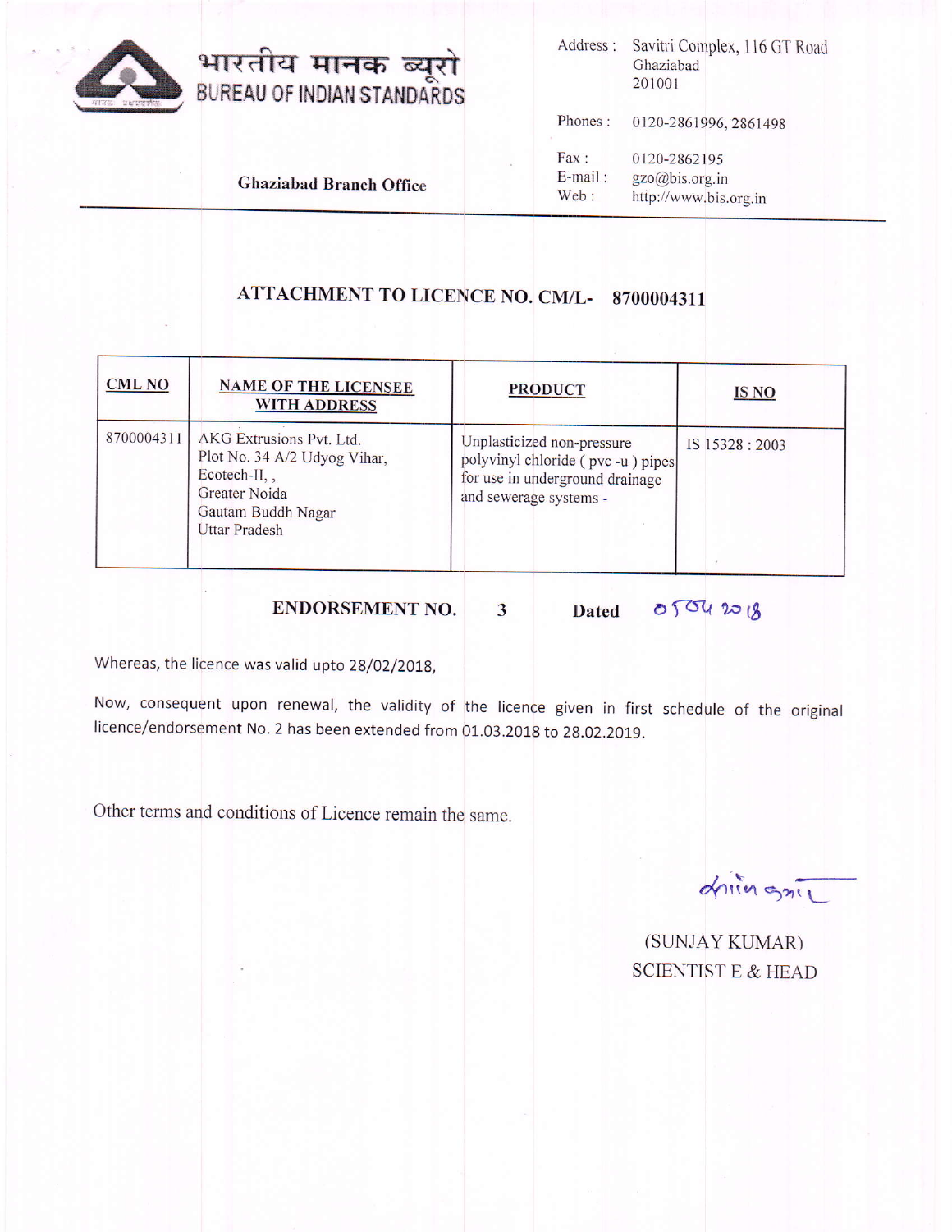भारतीय मानक ब्यूरो
BUREAU OF INDIAN STANDARDS

**Ghaziabad Branch Office**

Address : Savitri Complex, 116 GT Road
Ghaziabad
201001

Phones : 0120-2861996, 2861498

Fax : 0120-2862195
E-mail : gzo@bis.org.in
Web : http://www.bis.org.in

## ATTACHMENT TO LICENCE NO. CM/L- 8700004311

| CML NO | NAME OF THE LICENSEE WITH ADDRESS | PRODUCT | IS NO |
|---|---|---|---|
| 8700004311 | AKG Extrusions Pvt. Ltd. Plot No. 34 A/2 Udyog Vihar, Ecotech-II, , Greater Noida Gautam Buddh Nagar Uttar Pradesh | Unplasticized non-pressure polyvinyl chloride ( pvc -u ) pipes for use in underground drainage and sewerage systems - | IS 15328 : 2003 |

**ENDORSEMENT NO. 3 Dated** 05 04 2018

Whereas, the licence was valid upto 28/02/2018,

Now, consequent upon renewal, the validity of the licence given in first schedule of the original licence/endorsement No. 2 has been extended from 01.03.2018 to 28.02.2019.

Other terms and conditions of Licence remain the same.

(SUNJAY KUMAR)
SCIENTIST E & HEAD